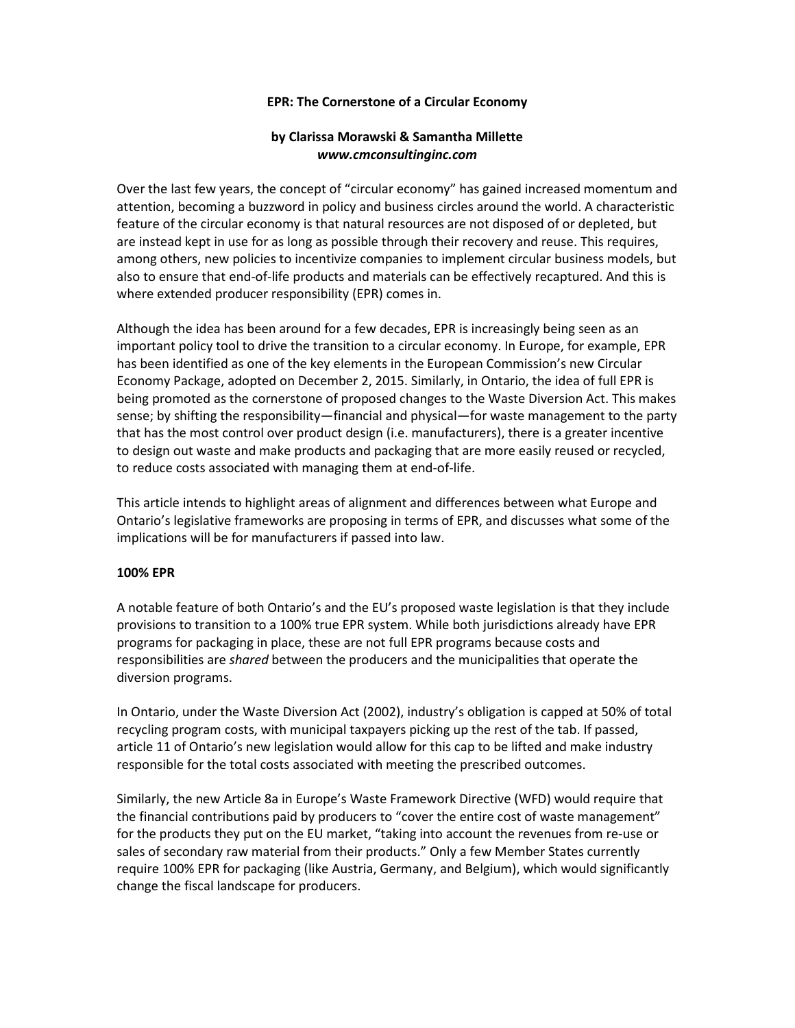# EPR: The Cornerstone of a Circular Economy

**by Clarissa Morawski & Samantha Millette**
***www.cmconsultinginc.com***

Over the last few years, the concept of "circular economy" has gained increased momentum and attention, becoming a buzzword in policy and business circles around the world. A characteristic feature of the circular economy is that natural resources are not disposed of or depleted, but are instead kept in use for as long as possible through their recovery and reuse. This requires, among others, new policies to incentivize companies to implement circular business models, but also to ensure that end-of-life products and materials can be effectively recaptured. And this is where extended producer responsibility (EPR) comes in.

Although the idea has been around for a few decades, EPR is increasingly being seen as an important policy tool to drive the transition to a circular economy. In Europe, for example, EPR has been identified as one of the key elements in the European Commission's new Circular Economy Package, adopted on December 2, 2015. Similarly, in Ontario, the idea of full EPR is being promoted as the cornerstone of proposed changes to the Waste Diversion Act. This makes sense; by shifting the responsibility—financial and physical—for waste management to the party that has the most control over product design (i.e. manufacturers), there is a greater incentive to design out waste and make products and packaging that are more easily reused or recycled, to reduce costs associated with managing them at end-of-life.

This article intends to highlight areas of alignment and differences between what Europe and Ontario's legislative frameworks are proposing in terms of EPR, and discusses what some of the implications will be for manufacturers if passed into law.

## 100% EPR

A notable feature of both Ontario's and the EU's proposed waste legislation is that they include provisions to transition to a 100% true EPR system. While both jurisdictions already have EPR programs for packaging in place, these are not full EPR programs because costs and responsibilities are *shared* between the producers and the municipalities that operate the diversion programs.

In Ontario, under the Waste Diversion Act (2002), industry's obligation is capped at 50% of total recycling program costs, with municipal taxpayers picking up the rest of the tab. If passed, article 11 of Ontario's new legislation would allow for this cap to be lifted and make industry responsible for the total costs associated with meeting the prescribed outcomes.

Similarly, the new Article 8a in Europe's Waste Framework Directive (WFD) would require that the financial contributions paid by producers to "cover the entire cost of waste management" for the products they put on the EU market, "taking into account the revenues from re-use or sales of secondary raw material from their products." Only a few Member States currently require 100% EPR for packaging (like Austria, Germany, and Belgium), which would significantly change the fiscal landscape for producers.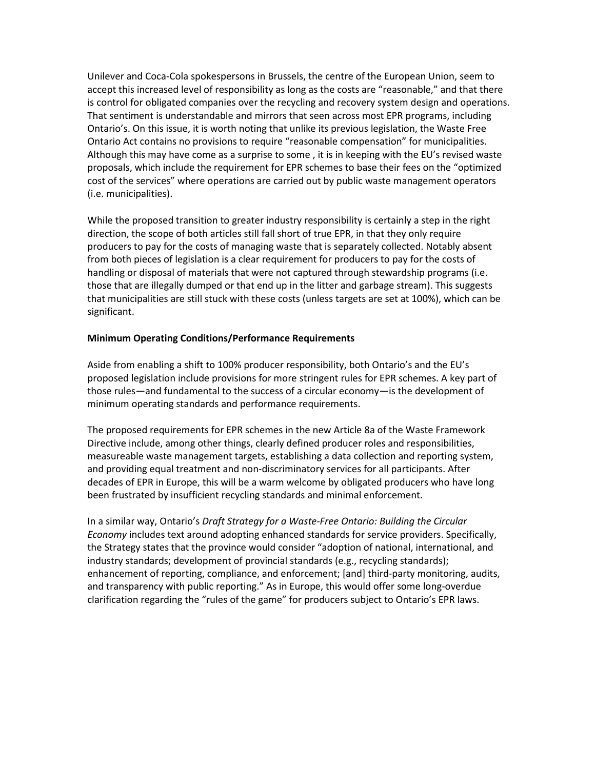Unilever and Coca-Cola spokespersons in Brussels, the centre of the European Union, seem to accept this increased level of responsibility as long as the costs are "reasonable," and that there is control for obligated companies over the recycling and recovery system design and operations. That sentiment is understandable and mirrors that seen across most EPR programs, including Ontario's. On this issue, it is worth noting that unlike its previous legislation, the Waste Free Ontario Act contains no provisions to require "reasonable compensation" for municipalities. Although this may have come as a surprise to some , it is in keeping with the EU's revised waste proposals, which include the requirement for EPR schemes to base their fees on the "optimized cost of the services" where operations are carried out by public waste management operators (i.e. municipalities).

While the proposed transition to greater industry responsibility is certainly a step in the right direction, the scope of both articles still fall short of true EPR, in that they only require producers to pay for the costs of managing waste that is separately collected. Notably absent from both pieces of legislation is a clear requirement for producers to pay for the costs of handling or disposal of materials that were not captured through stewardship programs (i.e. those that are illegally dumped or that end up in the litter and garbage stream). This suggests that municipalities are still stuck with these costs (unless targets are set at 100%), which can be significant.

**Minimum Operating Conditions/Performance Requirements**

Aside from enabling a shift to 100% producer responsibility, both Ontario's and the EU's proposed legislation include provisions for more stringent rules for EPR schemes. A key part of those rules—and fundamental to the success of a circular economy—is the development of minimum operating standards and performance requirements.

The proposed requirements for EPR schemes in the new Article 8a of the Waste Framework Directive include, among other things, clearly defined producer roles and responsibilities, measureable waste management targets, establishing a data collection and reporting system, and providing equal treatment and non-discriminatory services for all participants. After decades of EPR in Europe, this will be a warm welcome by obligated producers who have long been frustrated by insufficient recycling standards and minimal enforcement.

In a similar way, Ontario's *Draft Strategy for a Waste-Free Ontario: Building the Circular Economy* includes text around adopting enhanced standards for service providers. Specifically, the Strategy states that the province would consider "adoption of national, international, and industry standards; development of provincial standards (e.g., recycling standards); enhancement of reporting, compliance, and enforcement; [and] third-party monitoring, audits, and transparency with public reporting." As in Europe, this would offer some long-overdue clarification regarding the "rules of the game" for producers subject to Ontario's EPR laws.